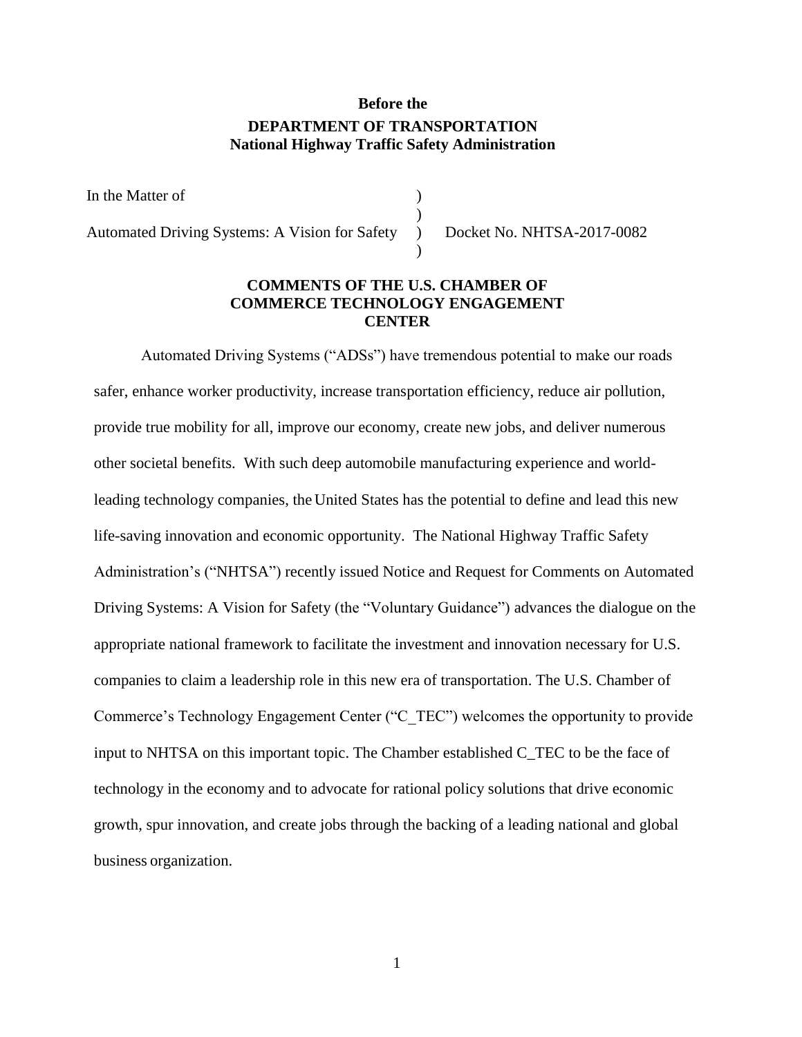**Before the**

**DEPARTMENT OF TRANSPORTATION**
**National Highway Traffic Safety Administration**

In the Matter of )
)
Automated Driving Systems: A Vision for Safety ) Docket No. NHTSA-2017-0082
)

**COMMENTS OF THE U.S. CHAMBER OF COMMERCE TECHNOLOGY ENGAGEMENT CENTER**

Automated Driving Systems ("ADSs") have tremendous potential to make our roads safer, enhance worker productivity, increase transportation efficiency, reduce air pollution, provide true mobility for all, improve our economy, create new jobs, and deliver numerous other societal benefits. With such deep automobile manufacturing experience and world-leading technology companies, the United States has the potential to define and lead this new life-saving innovation and economic opportunity. The National Highway Traffic Safety Administration's ("NHTSA") recently issued Notice and Request for Comments on Automated Driving Systems: A Vision for Safety (the "Voluntary Guidance") advances the dialogue on the appropriate national framework to facilitate the investment and innovation necessary for U.S. companies to claim a leadership role in this new era of transportation. The U.S. Chamber of Commerce's Technology Engagement Center ("C_TEC") welcomes the opportunity to provide input to NHTSA on this important topic. The Chamber established C_TEC to be the face of technology in the economy and to advocate for rational policy solutions that drive economic growth, spur innovation, and create jobs through the backing of a leading national and global business organization.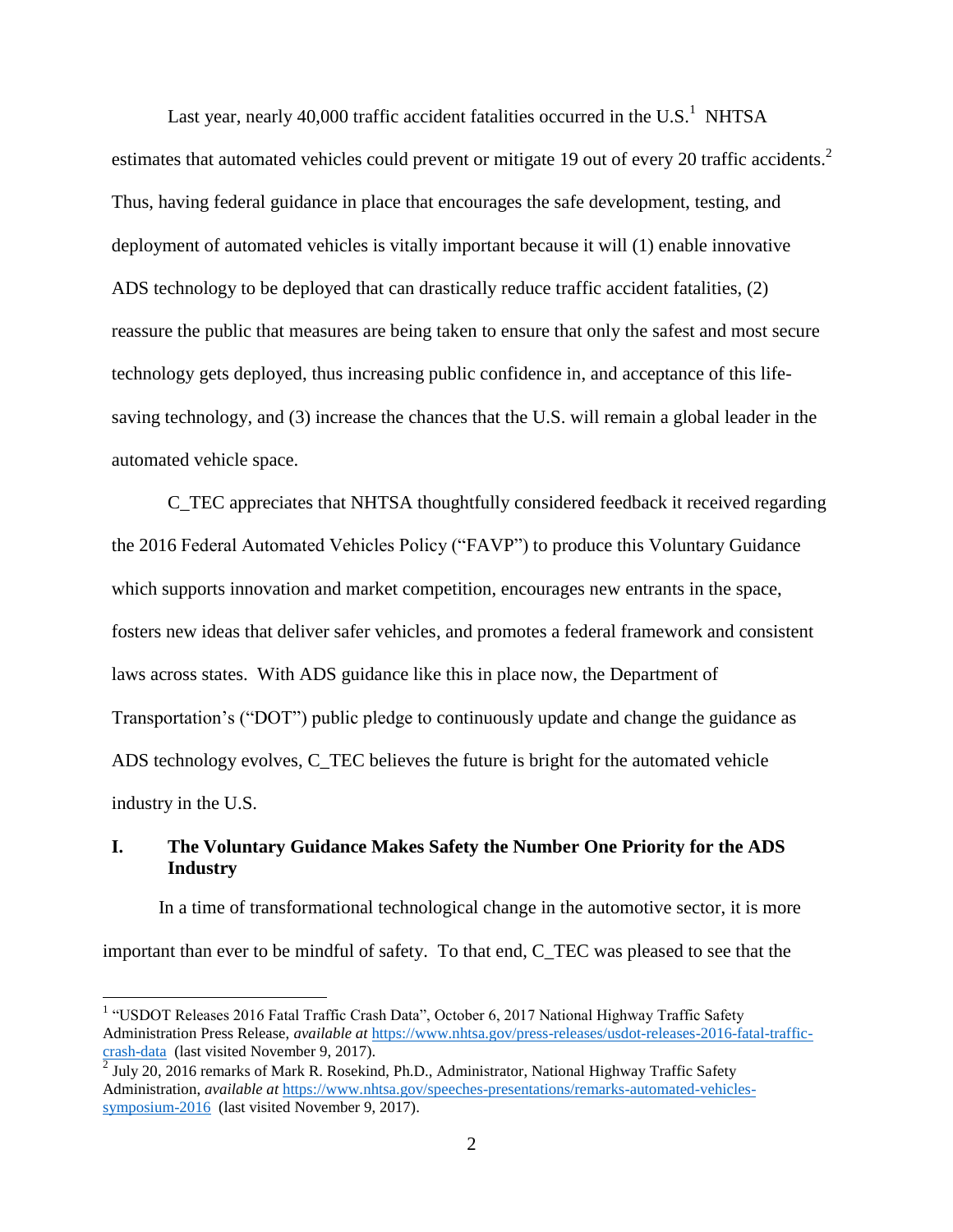Last year, nearly 40,000 traffic accident fatalities occurred in the U.S.[1] NHTSA estimates that automated vehicles could prevent or mitigate 19 out of every 20 traffic accidents.[2] Thus, having federal guidance in place that encourages the safe development, testing, and deployment of automated vehicles is vitally important because it will (1) enable innovative ADS technology to be deployed that can drastically reduce traffic accident fatalities, (2) reassure the public that measures are being taken to ensure that only the safest and most secure technology gets deployed, thus increasing public confidence in, and acceptance of this life-saving technology, and (3) increase the chances that the U.S. will remain a global leader in the automated vehicle space.

C_TEC appreciates that NHTSA thoughtfully considered feedback it received regarding the 2016 Federal Automated Vehicles Policy ("FAVP") to produce this Voluntary Guidance which supports innovation and market competition, encourages new entrants in the space, fosters new ideas that deliver safer vehicles, and promotes a federal framework and consistent laws across states. With ADS guidance like this in place now, the Department of Transportation's ("DOT") public pledge to continuously update and change the guidance as ADS technology evolves, C_TEC believes the future is bright for the automated vehicle industry in the U.S.

## I. The Voluntary Guidance Makes Safety the Number One Priority for the ADS Industry

In a time of transformational technological change in the automotive sector, it is more important than ever to be mindful of safety. To that end, C_TEC was pleased to see that the

---

[1] "USDOT Releases 2016 Fatal Traffic Crash Data", October 6, 2017 National Highway Traffic Safety Administration Press Release, *available at* https://www.nhtsa.gov/press-releases/usdot-releases-2016-fatal-traffic-crash-data (last visited November 9, 2017).

[2] July 20, 2016 remarks of Mark R. Rosekind, Ph.D., Administrator, National Highway Traffic Safety Administration, *available at* https://www.nhtsa.gov/speeches-presentations/remarks-automated-vehicles-symposium-2016 (last visited November 9, 2017).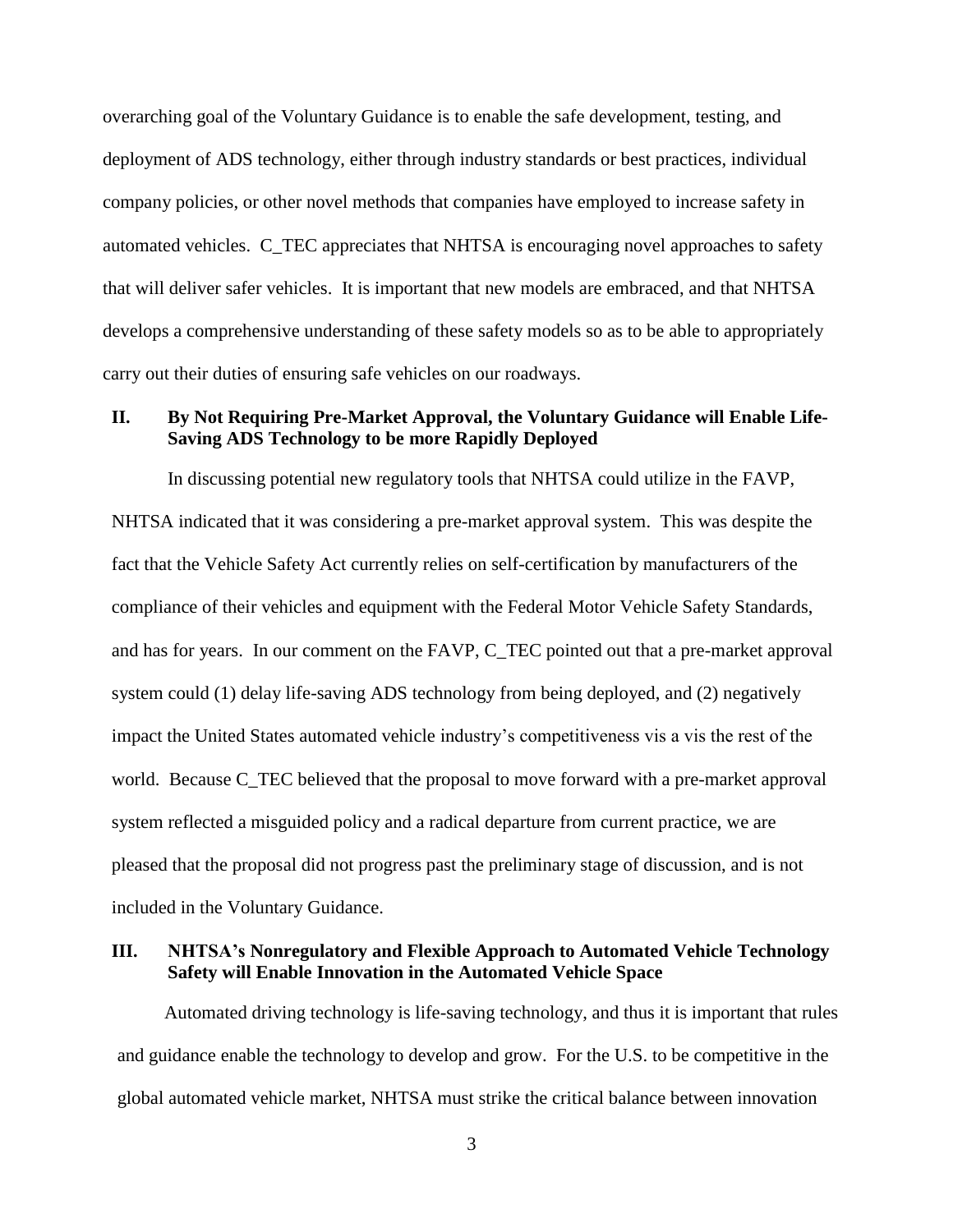overarching goal of the Voluntary Guidance is to enable the safe development, testing, and deployment of ADS technology, either through industry standards or best practices, individual company policies, or other novel methods that companies have employed to increase safety in automated vehicles. C_TEC appreciates that NHTSA is encouraging novel approaches to safety that will deliver safer vehicles. It is important that new models are embraced, and that NHTSA develops a comprehensive understanding of these safety models so as to be able to appropriately carry out their duties of ensuring safe vehicles on our roadways.

## II. By Not Requiring Pre-Market Approval, the Voluntary Guidance will Enable Life-Saving ADS Technology to be more Rapidly Deployed

In discussing potential new regulatory tools that NHTSA could utilize in the FAVP, NHTSA indicated that it was considering a pre-market approval system. This was despite the fact that the Vehicle Safety Act currently relies on self-certification by manufacturers of the compliance of their vehicles and equipment with the Federal Motor Vehicle Safety Standards, and has for years. In our comment on the FAVP, C_TEC pointed out that a pre-market approval system could (1) delay life-saving ADS technology from being deployed, and (2) negatively impact the United States automated vehicle industry's competitiveness vis a vis the rest of the world. Because C_TEC believed that the proposal to move forward with a pre-market approval system reflected a misguided policy and a radical departure from current practice, we are pleased that the proposal did not progress past the preliminary stage of discussion, and is not included in the Voluntary Guidance.

## III. NHTSA's Nonregulatory and Flexible Approach to Automated Vehicle Technology Safety will Enable Innovation in the Automated Vehicle Space

Automated driving technology is life-saving technology, and thus it is important that rules and guidance enable the technology to develop and grow. For the U.S. to be competitive in the global automated vehicle market, NHTSA must strike the critical balance between innovation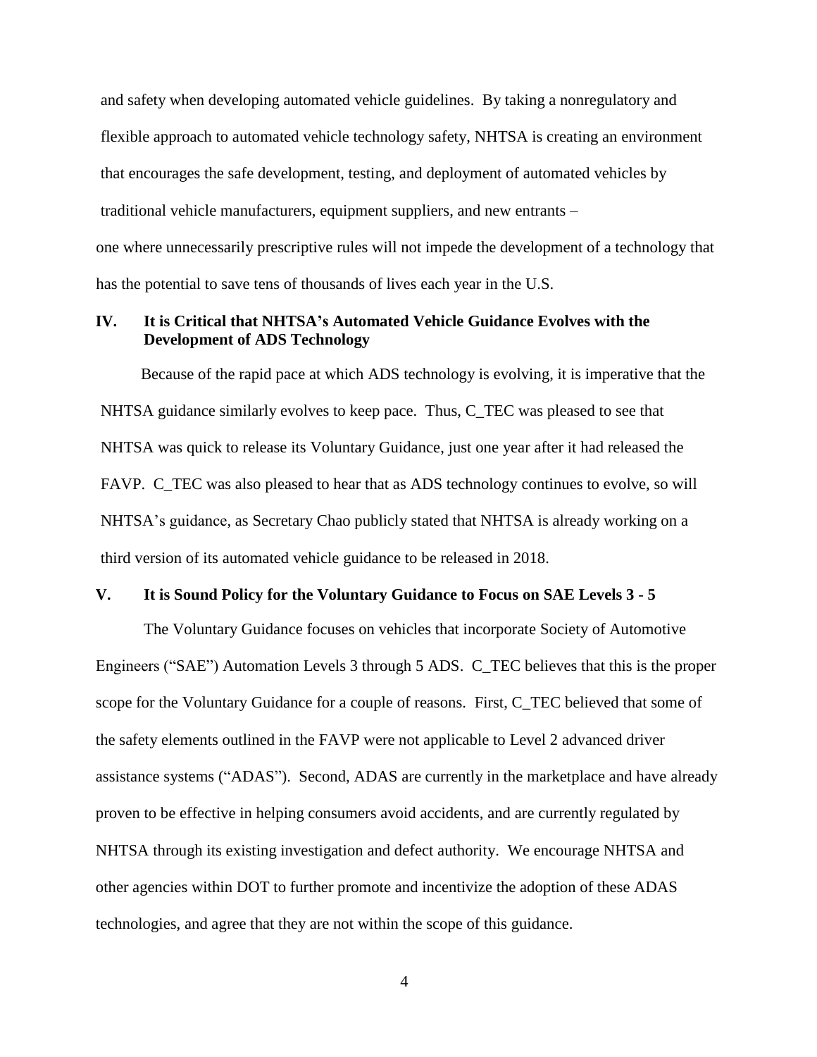and safety when developing automated vehicle guidelines. By taking a nonregulatory and flexible approach to automated vehicle technology safety, NHTSA is creating an environment that encourages the safe development, testing, and deployment of automated vehicles by traditional vehicle manufacturers, equipment suppliers, and new entrants – one where unnecessarily prescriptive rules will not impede the development of a technology that has the potential to save tens of thousands of lives each year in the U.S.

## IV. It is Critical that NHTSA's Automated Vehicle Guidance Evolves with the Development of ADS Technology

Because of the rapid pace at which ADS technology is evolving, it is imperative that the NHTSA guidance similarly evolves to keep pace. Thus, C_TEC was pleased to see that NHTSA was quick to release its Voluntary Guidance, just one year after it had released the FAVP. C_TEC was also pleased to hear that as ADS technology continues to evolve, so will NHTSA's guidance, as Secretary Chao publicly stated that NHTSA is already working on a third version of its automated vehicle guidance to be released in 2018.

## V. It is Sound Policy for the Voluntary Guidance to Focus on SAE Levels 3 - 5

The Voluntary Guidance focuses on vehicles that incorporate Society of Automotive Engineers ("SAE") Automation Levels 3 through 5 ADS. C_TEC believes that this is the proper scope for the Voluntary Guidance for a couple of reasons. First, C_TEC believed that some of the safety elements outlined in the FAVP were not applicable to Level 2 advanced driver assistance systems ("ADAS"). Second, ADAS are currently in the marketplace and have already proven to be effective in helping consumers avoid accidents, and are currently regulated by NHTSA through its existing investigation and defect authority. We encourage NHTSA and other agencies within DOT to further promote and incentivize the adoption of these ADAS technologies, and agree that they are not within the scope of this guidance.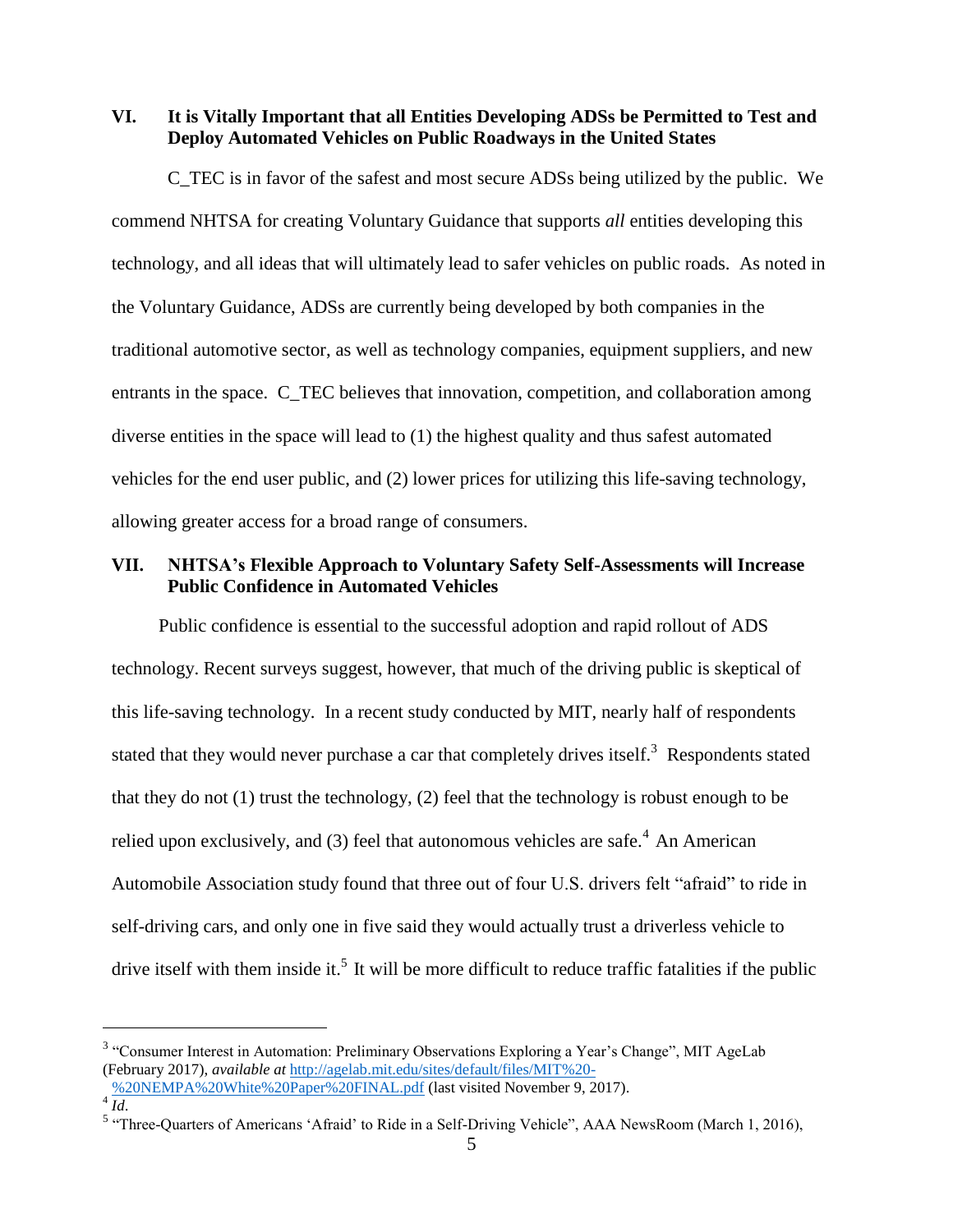## VI. It is Vitally Important that all Entities Developing ADSs be Permitted to Test and Deploy Automated Vehicles on Public Roadways in the United States

C_TEC is in favor of the safest and most secure ADSs being utilized by the public. We commend NHTSA for creating Voluntary Guidance that supports *all* entities developing this technology, and all ideas that will ultimately lead to safer vehicles on public roads. As noted in the Voluntary Guidance, ADSs are currently being developed by both companies in the traditional automotive sector, as well as technology companies, equipment suppliers, and new entrants in the space. C_TEC believes that innovation, competition, and collaboration among diverse entities in the space will lead to (1) the highest quality and thus safest automated vehicles for the end user public, and (2) lower prices for utilizing this life-saving technology, allowing greater access for a broad range of consumers.

## VII. NHTSA's Flexible Approach to Voluntary Safety Self-Assessments will Increase Public Confidence in Automated Vehicles

Public confidence is essential to the successful adoption and rapid rollout of ADS technology. Recent surveys suggest, however, that much of the driving public is skeptical of this life-saving technology. In a recent study conducted by MIT, nearly half of respondents stated that they would never purchase a car that completely drives itself.[3] Respondents stated that they do not (1) trust the technology, (2) feel that the technology is robust enough to be relied upon exclusively, and (3) feel that autonomous vehicles are safe.[4] An American Automobile Association study found that three out of four U.S. drivers felt "afraid" to ride in self-driving cars, and only one in five said they would actually trust a driverless vehicle to drive itself with them inside it.[5] It will be more difficult to reduce traffic fatalities if the public

---

[3] "Consumer Interest in Automation: Preliminary Observations Exploring a Year's Change", MIT AgeLab (February 2017), *available at* http://agelab.mit.edu/sites/default/files/MIT%20-%20NEMPA%20White%20Paper%20FINAL.pdf (last visited November 9, 2017).

[4] *Id*.

[5] "Three-Quarters of Americans 'Afraid' to Ride in a Self-Driving Vehicle", AAA NewsRoom (March 1, 2016),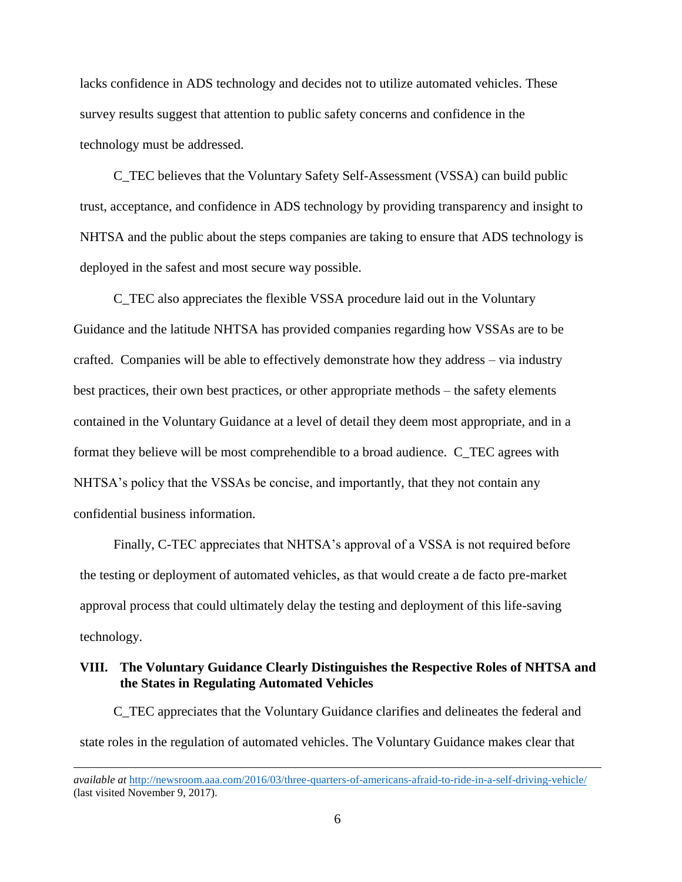lacks confidence in ADS technology and decides not to utilize automated vehicles. These survey results suggest that attention to public safety concerns and confidence in the technology must be addressed.

C_TEC believes that the Voluntary Safety Self-Assessment (VSSA) can build public trust, acceptance, and confidence in ADS technology by providing transparency and insight to NHTSA and the public about the steps companies are taking to ensure that ADS technology is deployed in the safest and most secure way possible.

C_TEC also appreciates the flexible VSSA procedure laid out in the Voluntary Guidance and the latitude NHTSA has provided companies regarding how VSSAs are to be crafted. Companies will be able to effectively demonstrate how they address – via industry best practices, their own best practices, or other appropriate methods – the safety elements contained in the Voluntary Guidance at a level of detail they deem most appropriate, and in a format they believe will be most comprehendible to a broad audience. C_TEC agrees with NHTSA's policy that the VSSAs be concise, and importantly, that they not contain any confidential business information.

Finally, C-TEC appreciates that NHTSA's approval of a VSSA is not required before the testing or deployment of automated vehicles, as that would create a de facto pre-market approval process that could ultimately delay the testing and deployment of this life-saving technology.

## VIII. The Voluntary Guidance Clearly Distinguishes the Respective Roles of NHTSA and the States in Regulating Automated Vehicles

C_TEC appreciates that the Voluntary Guidance clarifies and delineates the federal and state roles in the regulation of automated vehicles. The Voluntary Guidance makes clear that

---

*available at* http://newsroom.aaa.com/2016/03/three-quarters-of-americans-afraid-to-ride-in-a-self-driving-vehicle/ (last visited November 9, 2017).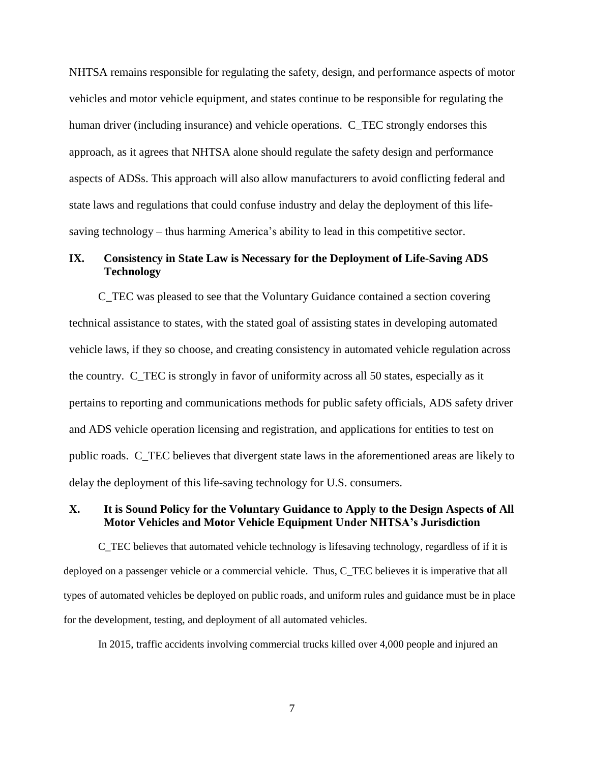NHTSA remains responsible for regulating the safety, design, and performance aspects of motor vehicles and motor vehicle equipment, and states continue to be responsible for regulating the human driver (including insurance) and vehicle operations. C_TEC strongly endorses this approach, as it agrees that NHTSA alone should regulate the safety design and performance aspects of ADSs. This approach will also allow manufacturers to avoid conflicting federal and state laws and regulations that could confuse industry and delay the deployment of this life-saving technology – thus harming America's ability to lead in this competitive sector.

## IX. Consistency in State Law is Necessary for the Deployment of Life-Saving ADS Technology

C_TEC was pleased to see that the Voluntary Guidance contained a section covering technical assistance to states, with the stated goal of assisting states in developing automated vehicle laws, if they so choose, and creating consistency in automated vehicle regulation across the country. C_TEC is strongly in favor of uniformity across all 50 states, especially as it pertains to reporting and communications methods for public safety officials, ADS safety driver and ADS vehicle operation licensing and registration, and applications for entities to test on public roads. C_TEC believes that divergent state laws in the aforementioned areas are likely to delay the deployment of this life-saving technology for U.S. consumers.

## X. It is Sound Policy for the Voluntary Guidance to Apply to the Design Aspects of All Motor Vehicles and Motor Vehicle Equipment Under NHTSA's Jurisdiction

C_TEC believes that automated vehicle technology is lifesaving technology, regardless of if it is deployed on a passenger vehicle or a commercial vehicle. Thus, C_TEC believes it is imperative that all types of automated vehicles be deployed on public roads, and uniform rules and guidance must be in place for the development, testing, and deployment of all automated vehicles.

In 2015, traffic accidents involving commercial trucks killed over 4,000 people and injured an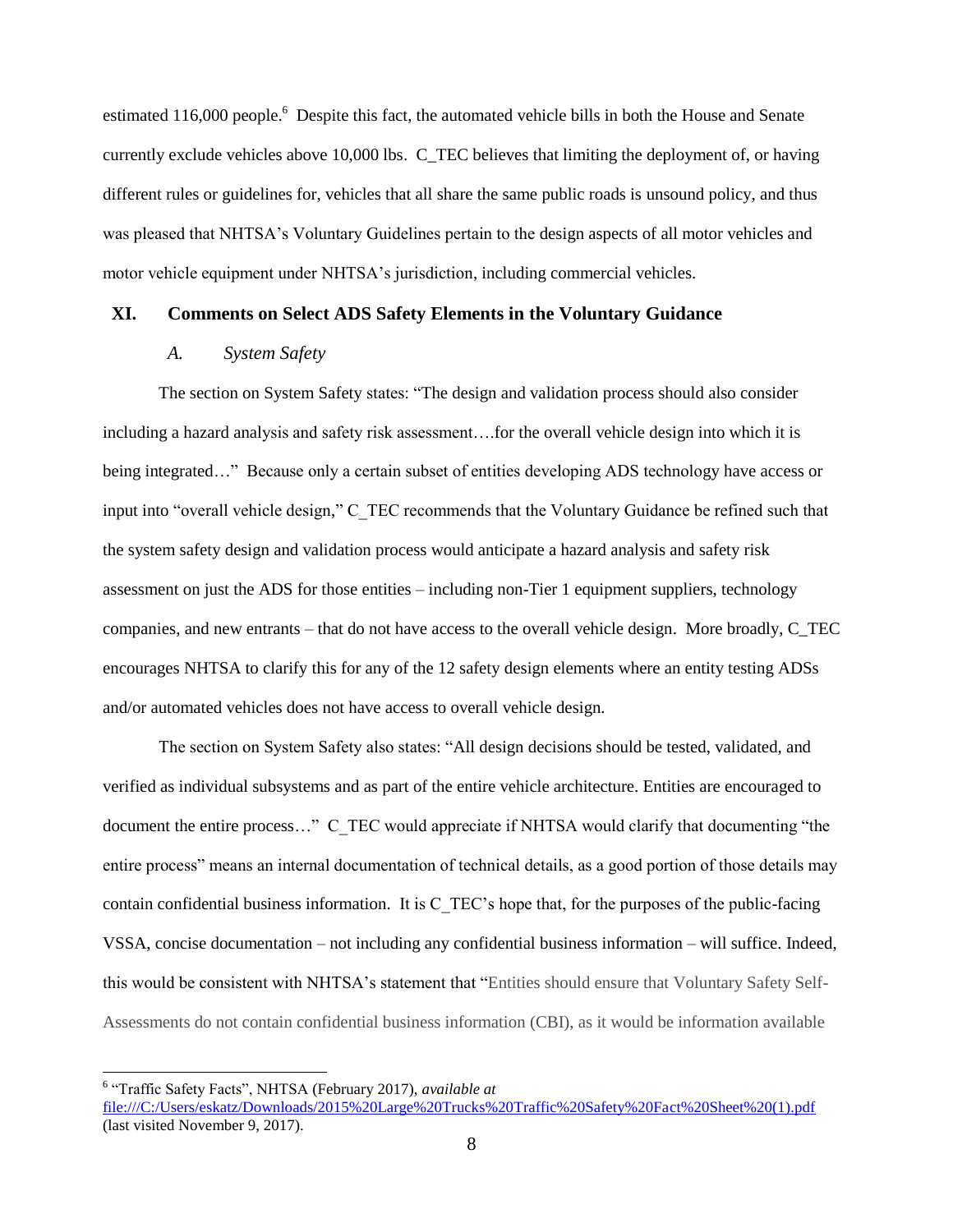estimated 116,000 people.[6] Despite this fact, the automated vehicle bills in both the House and Senate currently exclude vehicles above 10,000 lbs. C_TEC believes that limiting the deployment of, or having different rules or guidelines for, vehicles that all share the same public roads is unsound policy, and thus was pleased that NHTSA's Voluntary Guidelines pertain to the design aspects of all motor vehicles and motor vehicle equipment under NHTSA's jurisdiction, including commercial vehicles.

## XI. Comments on Select ADS Safety Elements in the Voluntary Guidance

### *A. System Safety*

The section on System Safety states: "The design and validation process should also consider including a hazard analysis and safety risk assessment….for the overall vehicle design into which it is being integrated…" Because only a certain subset of entities developing ADS technology have access or input into "overall vehicle design," C_TEC recommends that the Voluntary Guidance be refined such that the system safety design and validation process would anticipate a hazard analysis and safety risk assessment on just the ADS for those entities – including non-Tier 1 equipment suppliers, technology companies, and new entrants – that do not have access to the overall vehicle design. More broadly, C_TEC encourages NHTSA to clarify this for any of the 12 safety design elements where an entity testing ADSs and/or automated vehicles does not have access to overall vehicle design.

The section on System Safety also states: "All design decisions should be tested, validated, and verified as individual subsystems and as part of the entire vehicle architecture. Entities are encouraged to document the entire process…" C_TEC would appreciate if NHTSA would clarify that documenting "the entire process" means an internal documentation of technical details, as a good portion of those details may contain confidential business information. It is C_TEC's hope that, for the purposes of the public-facing VSSA, concise documentation – not including any confidential business information – will suffice. Indeed, this would be consistent with NHTSA's statement that "Entities should ensure that Voluntary Safety Self-Assessments do not contain confidential business information (CBI), as it would be information available

[6] "Traffic Safety Facts", NHTSA (February 2017), *available at* file:///C:/Users/eskatz/Downloads/2015%20Large%20Trucks%20Traffic%20Safety%20Fact%20Sheet%20(1).pdf (last visited November 9, 2017).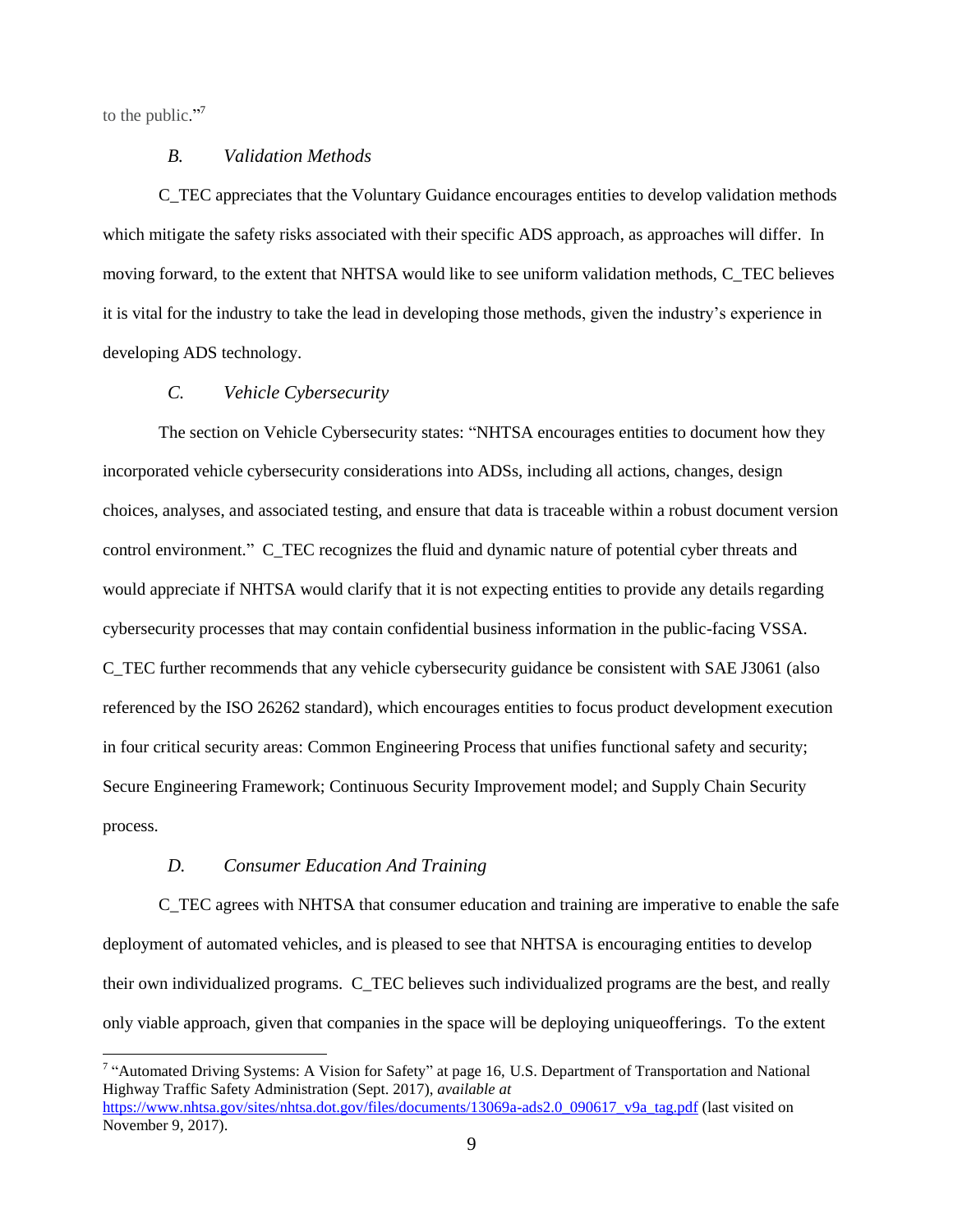to the public."[7]

### *B. Validation Methods*

C_TEC appreciates that the Voluntary Guidance encourages entities to develop validation methods which mitigate the safety risks associated with their specific ADS approach, as approaches will differ. In moving forward, to the extent that NHTSA would like to see uniform validation methods, C_TEC believes it is vital for the industry to take the lead in developing those methods, given the industry's experience in developing ADS technology.

### *C. Vehicle Cybersecurity*

The section on Vehicle Cybersecurity states: "NHTSA encourages entities to document how they incorporated vehicle cybersecurity considerations into ADSs, including all actions, changes, design choices, analyses, and associated testing, and ensure that data is traceable within a robust document version control environment." C_TEC recognizes the fluid and dynamic nature of potential cyber threats and would appreciate if NHTSA would clarify that it is not expecting entities to provide any details regarding cybersecurity processes that may contain confidential business information in the public-facing VSSA. C_TEC further recommends that any vehicle cybersecurity guidance be consistent with SAE J3061 (also referenced by the ISO 26262 standard), which encourages entities to focus product development execution in four critical security areas: Common Engineering Process that unifies functional safety and security; Secure Engineering Framework; Continuous Security Improvement model; and Supply Chain Security process.

### *D. Consumer Education And Training*

C_TEC agrees with NHTSA that consumer education and training are imperative to enable the safe deployment of automated vehicles, and is pleased to see that NHTSA is encouraging entities to develop their own individualized programs. C_TEC believes such individualized programs are the best, and really only viable approach, given that companies in the space will be deploying uniqueofferings. To the extent

---

[7] "Automated Driving Systems: A Vision for Safety" at page 16, U.S. Department of Transportation and National Highway Traffic Safety Administration (Sept. 2017), *available at* https://www.nhtsa.gov/sites/nhtsa.dot.gov/files/documents/13069a-ads2.0_090617_v9a_tag.pdf (last visited on November 9, 2017).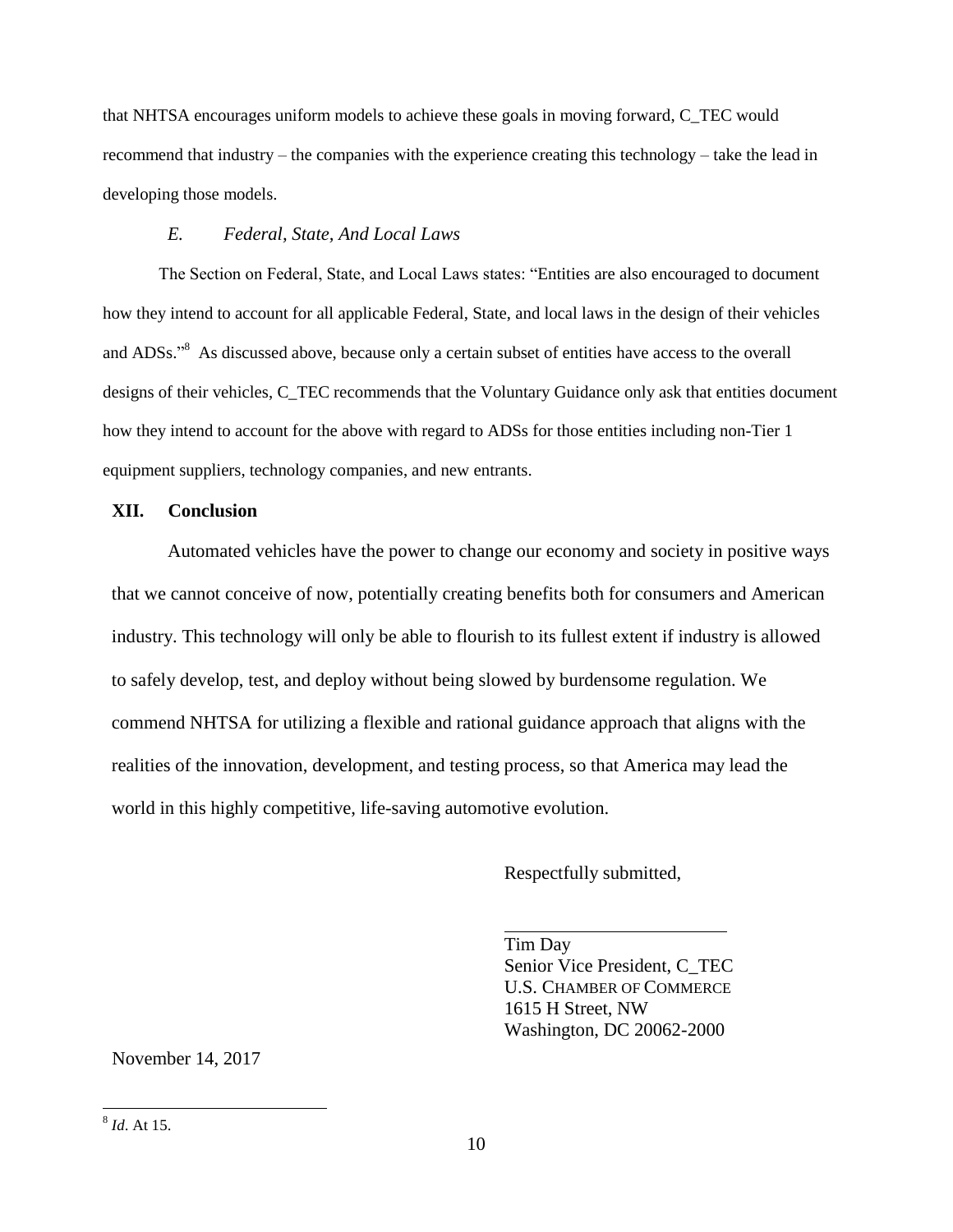that NHTSA encourages uniform models to achieve these goals in moving forward, C_TEC would recommend that industry – the companies with the experience creating this technology – take the lead in developing those models.

### *E. Federal, State, And Local Laws*

The Section on Federal, State, and Local Laws states: "Entities are also encouraged to document how they intend to account for all applicable Federal, State, and local laws in the design of their vehicles and ADSs."[8] As discussed above, because only a certain subset of entities have access to the overall designs of their vehicles, C_TEC recommends that the Voluntary Guidance only ask that entities document how they intend to account for the above with regard to ADSs for those entities including non-Tier 1 equipment suppliers, technology companies, and new entrants.

## XII. Conclusion

Automated vehicles have the power to change our economy and society in positive ways that we cannot conceive of now, potentially creating benefits both for consumers and American industry. This technology will only be able to flourish to its fullest extent if industry is allowed to safely develop, test, and deploy without being slowed by burdensome regulation. We commend NHTSA for utilizing a flexible and rational guidance approach that aligns with the realities of the innovation, development, and testing process, so that America may lead the world in this highly competitive, life-saving automotive evolution.

Respectfully submitted,

Tim Day
Senior Vice President, C_TEC
U.S. CHAMBER OF COMMERCE
1615 H Street, NW
Washington, DC 20062-2000

November 14, 2017

[8] *Id.* At 15.